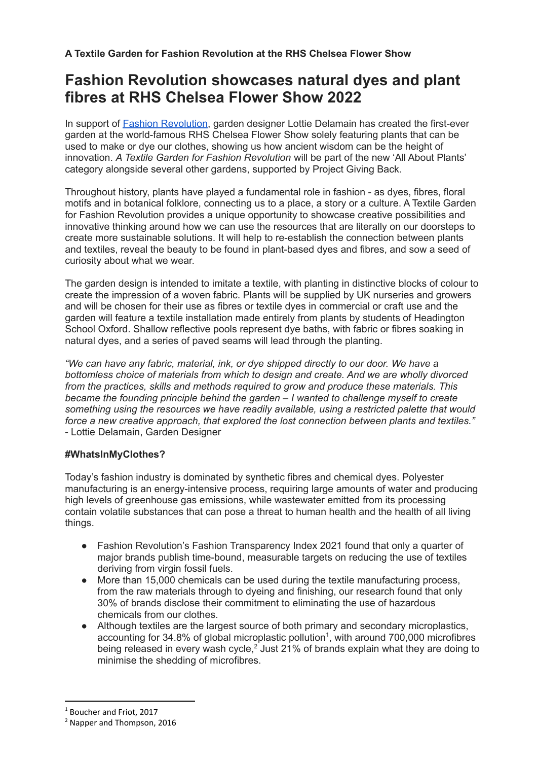**A Textile Garden for Fashion Revolution at the RHS Chelsea Flower Show**

# Fashion Revolution showcases natural dyes and plant fibres at RHS Chelsea Flower Show 2022

In support of [Fashion Revolution](), garden designer Lottie Delamain has created the first-ever garden at the world-famous RHS Chelsea Flower Show solely featuring plants that can be used to make or dye our clothes, showing us how ancient wisdom can be the height of innovation. *A Textile Garden for Fashion Revolution* will be part of the new 'All About Plants' category alongside several other gardens, supported by Project Giving Back.

Throughout history, plants have played a fundamental role in fashion - as dyes, fibres, floral motifs and in botanical folklore, connecting us to a place, a story or a culture. A Textile Garden for Fashion Revolution provides a unique opportunity to showcase creative possibilities and innovative thinking around how we can use the resources that are literally on our doorsteps to create more sustainable solutions. It will help to re-establish the connection between plants and textiles, reveal the beauty to be found in plant-based dyes and fibres, and sow a seed of curiosity about what we wear.

The garden design is intended to imitate a textile, with planting in distinctive blocks of colour to create the impression of a woven fabric. Plants will be supplied by UK nurseries and growers and will be chosen for their use as fibres or textile dyes in commercial or craft use and the garden will feature a textile installation made entirely from plants by students of Headington School Oxford. Shallow reflective pools represent dye baths, with fabric or fibres soaking in natural dyes, and a series of paved seams will lead through the planting.

*"We can have any fabric, material, ink, or dye shipped directly to our door. We have a bottomless choice of materials from which to design and create. And we are wholly divorced from the practices, skills and methods required to grow and produce these materials. This became the founding principle behind the garden – I wanted to challenge myself to create something using the resources we have readily available, using a restricted palette that would force a new creative approach, that explored the lost connection between plants and textiles."*
- Lottie Delamain, Garden Designer

**#WhatsInMyClothes?**

Today's fashion industry is dominated by synthetic fibres and chemical dyes. Polyester manufacturing is an energy-intensive process, requiring large amounts of water and producing high levels of greenhouse gas emissions, while wastewater emitted from its processing contain volatile substances that can pose a threat to human health and the health of all living things.

- Fashion Revolution's Fashion Transparency Index 2021 found that only a quarter of major brands publish time-bound, measurable targets on reducing the use of textiles deriving from virgin fossil fuels.
- More than 15,000 chemicals can be used during the textile manufacturing process, from the raw materials through to dyeing and finishing, our research found that only 30% of brands disclose their commitment to eliminating the use of hazardous chemicals from our clothes.
- Although textiles are the largest source of both primary and secondary microplastics, accounting for 34.8% of global microplastic pollution[1], with around 700,000 microfibres being released in every wash cycle,[2] Just 21% of brands explain what they are doing to minimise the shedding of microfibres.

[1] Boucher and Friot, 2017

[2] Napper and Thompson, 2016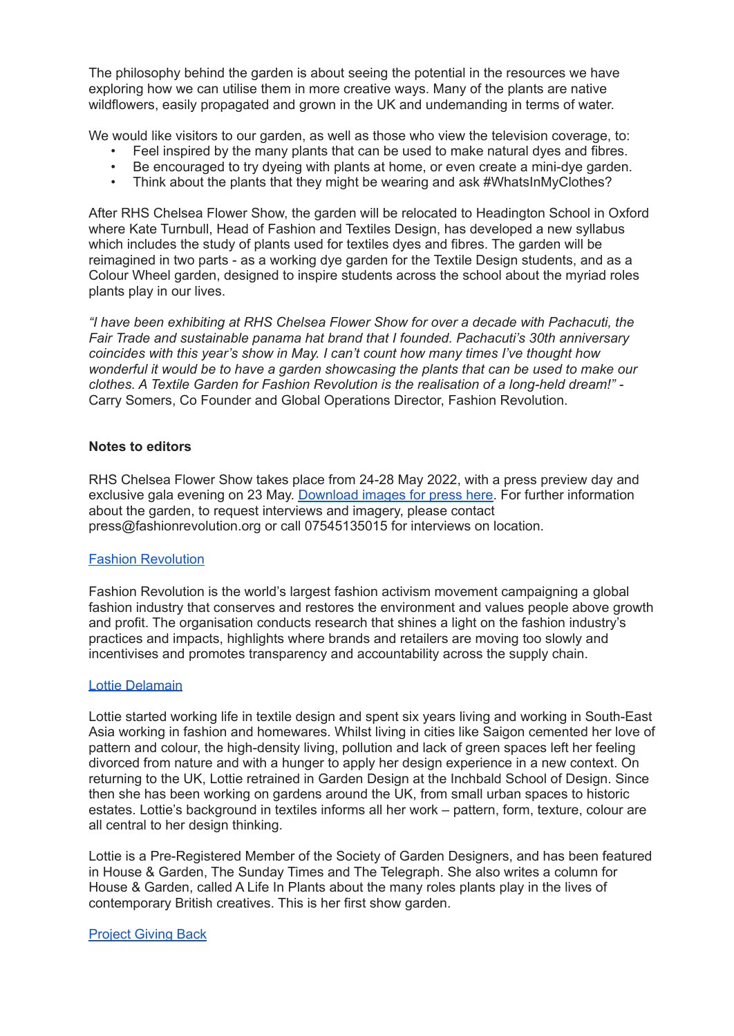The philosophy behind the garden is about seeing the potential in the resources we have exploring how we can utilise them in more creative ways. Many of the plants are native wildflowers, easily propagated and grown in the UK and undemanding in terms of water.

We would like visitors to our garden, as well as those who view the television coverage, to:

- Feel inspired by the many plants that can be used to make natural dyes and fibres.
- Be encouraged to try dyeing with plants at home, or even create a mini-dye garden.
- Think about the plants that they might be wearing and ask #WhatsInMyClothes?

After RHS Chelsea Flower Show, the garden will be relocated to Headington School in Oxford where Kate Turnbull, Head of Fashion and Textiles Design, has developed a new syllabus which includes the study of plants used for textiles dyes and fibres. The garden will be reimagined in two parts - as a working dye garden for the Textile Design students, and as a Colour Wheel garden, designed to inspire students across the school about the myriad roles plants play in our lives.

*"I have been exhibiting at RHS Chelsea Flower Show for over a decade with Pachacuti, the Fair Trade and sustainable panama hat brand that I founded. Pachacuti's 30th anniversary coincides with this year's show in May. I can't count how many times I've thought how wonderful it would be to have a garden showcasing the plants that can be used to make our clothes. A Textile Garden for Fashion Revolution is the realisation of a long-held dream!"* - Carry Somers, Co Founder and Global Operations Director, Fashion Revolution.

**Notes to editors**

RHS Chelsea Flower Show takes place from 24-28 May 2022, with a press preview day and exclusive gala evening on 23 May. [Download images for press here](). For further information about the garden, to request interviews and imagery, please contact press@fashionrevolution.org or call 07545135015 for interviews on location.

[Fashion Revolution]()

Fashion Revolution is the world's largest fashion activism movement campaigning a global fashion industry that conserves and restores the environment and values people above growth and profit. The organisation conducts research that shines a light on the fashion industry's practices and impacts, highlights where brands and retailers are moving too slowly and incentivises and promotes transparency and accountability across the supply chain.

[Lottie Delamain]()

Lottie started working life in textile design and spent six years living and working in South-East Asia working in fashion and homewares. Whilst living in cities like Saigon cemented her love of pattern and colour, the high-density living, pollution and lack of green spaces left her feeling divorced from nature and with a hunger to apply her design experience in a new context. On returning to the UK, Lottie retrained in Garden Design at the Inchbald School of Design. Since then she has been working on gardens around the UK, from small urban spaces to historic estates. Lottie's background in textiles informs all her work – pattern, form, texture, colour are all central to her design thinking.

Lottie is a Pre-Registered Member of the Society of Garden Designers, and has been featured in House & Garden, The Sunday Times and The Telegraph. She also writes a column for House & Garden, called A Life In Plants about the many roles plants play in the lives of contemporary British creatives. This is her first show garden.

[Project Giving Back]()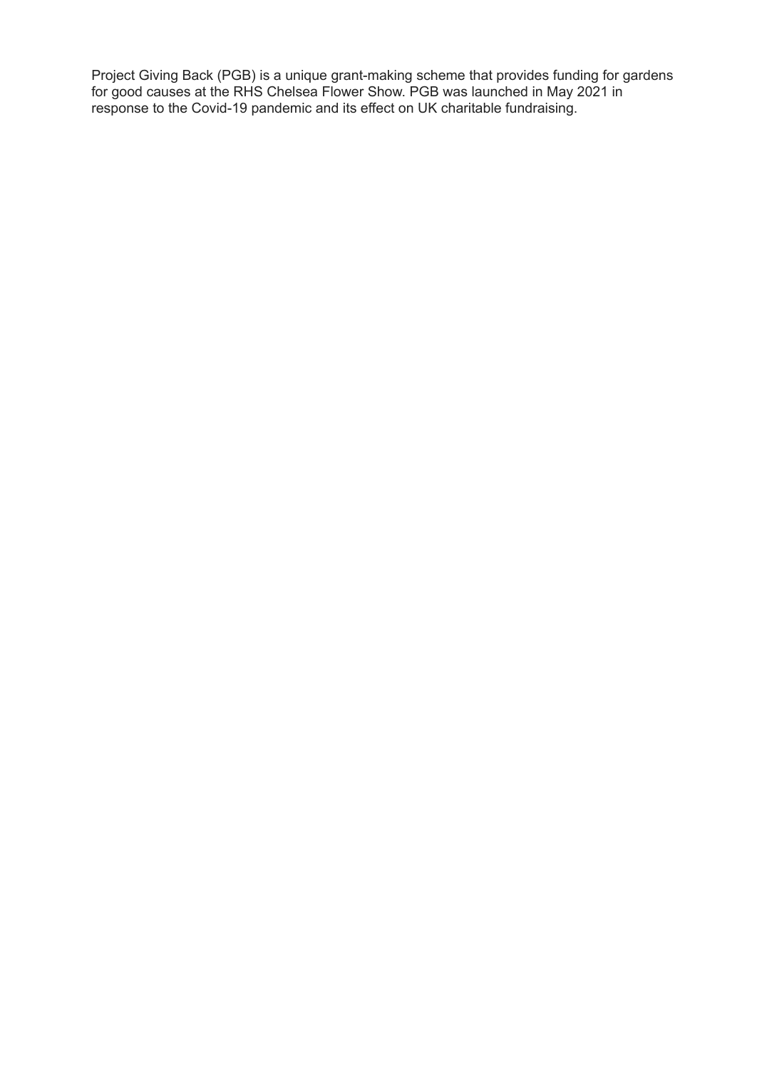Project Giving Back (PGB) is a unique grant-making scheme that provides funding for gardens for good causes at the RHS Chelsea Flower Show. PGB was launched in May 2021 in response to the Covid-19 pandemic and its effect on UK charitable fundraising.